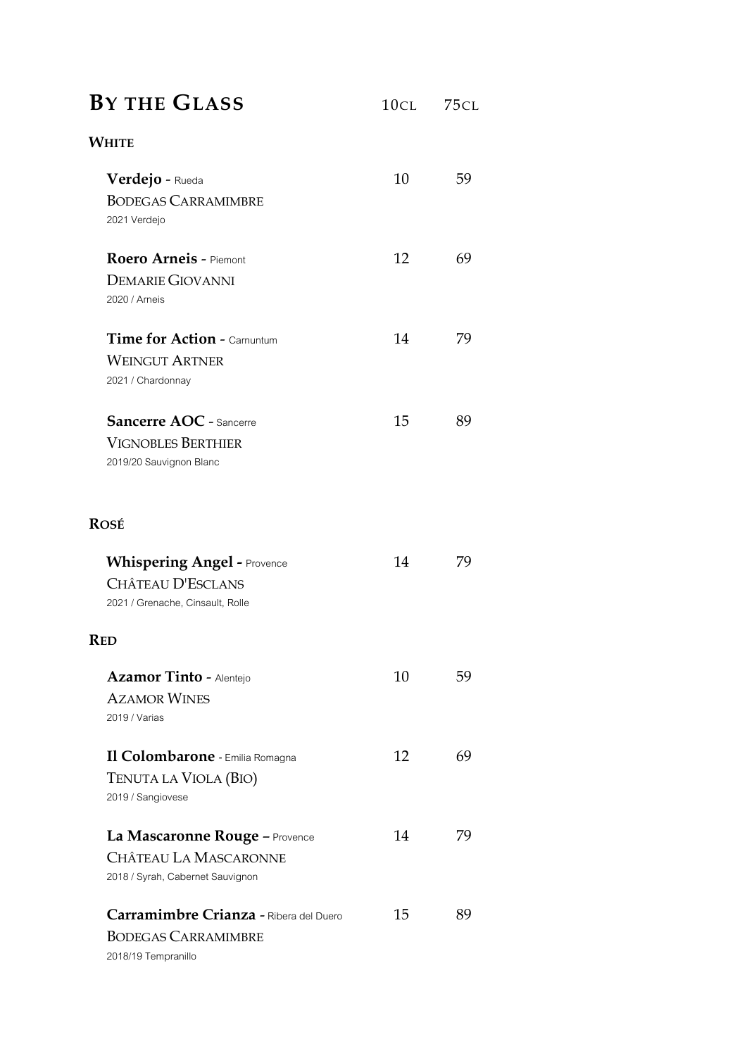# BY THE GLASS

| | 10CL | 75CL |
|---|---|---|
| **WHITE** | | |
| **Verdejo** - Rueda<br>BODEGAS CARRAMIMBRE<br>2021 Verdejo | 10 | 59 |
| **Roero Arneis** - Piemont<br>DEMARIE GIOVANNI<br>2020 / Arneis | 12 | 69 |
| **Time for Action** - Carnuntum<br>WEINGUT ARTNER<br>2021 / Chardonnay | 14 | 79 |
| **Sancerre AOC** - Sancerre<br>VIGNOBLES BERTHIER<br>2019/20 Sauvignon Blanc | 15 | 89 |
| **ROSÉ** | | |
| **Whispering Angel** - Provence<br>CHÂTEAU D'ESCLANS<br>2021 / Grenache, Cinsault, Rolle | 14 | 79 |
| **RED** | | |
| **Azamor Tinto** - Alentejo<br>AZAMOR WINES<br>2019 / Varias | 10 | 59 |
| **Il Colombarone** - Emilia Romagna<br>TENUTA LA VIOLA (BIO)<br>2019 / Sangiovese | 12 | 69 |
| **La Mascaronne Rouge** – Provence<br>CHÂTEAU LA MASCARONNE<br>2018 / Syrah, Cabernet Sauvignon | 14 | 79 |
| **Carramimbre Crianza** - Ribera del Duero<br>BODEGAS CARRAMIMBRE<br>2018/19 Tempranillo | 15 | 89 |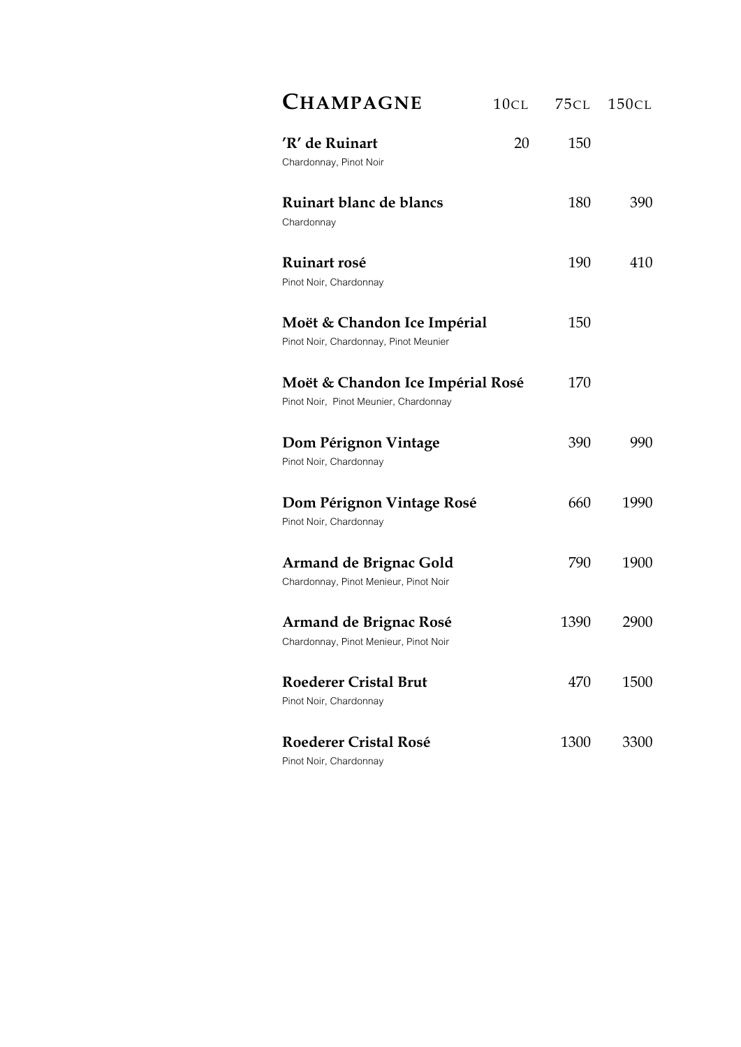# CHAMPAGNE

| | 10CL | 75CL | 150CL |
|---|---|---|---|
| **'R' de Ruinart**<br>Chardonnay, Pinot Noir | 20 | 150 | |
| **Ruinart blanc de blancs**<br>Chardonnay | | 180 | 390 |
| **Ruinart rosé**<br>Pinot Noir, Chardonnay | | 190 | 410 |
| **Moët & Chandon Ice Impérial**<br>Pinot Noir, Chardonnay, Pinot Meunier | | 150 | |
| **Moët & Chandon Ice Impérial Rosé**<br>Pinot Noir, Pinot Meunier, Chardonnay | | 170 | |
| **Dom Pérignon Vintage**<br>Pinot Noir, Chardonnay | | 390 | 990 |
| **Dom Pérignon Vintage Rosé**<br>Pinot Noir, Chardonnay | | 660 | 1990 |
| **Armand de Brignac Gold**<br>Chardonnay, Pinot Menieur, Pinot Noir | | 790 | 1900 |
| **Armand de Brignac Rosé**<br>Chardonnay, Pinot Menieur, Pinot Noir | | 1390 | 2900 |
| **Roederer Cristal Brut**<br>Pinot Noir, Chardonnay | | 470 | 1500 |
| **Roederer Cristal Rosé**<br>Pinot Noir, Chardonnay | | 1300 | 3300 |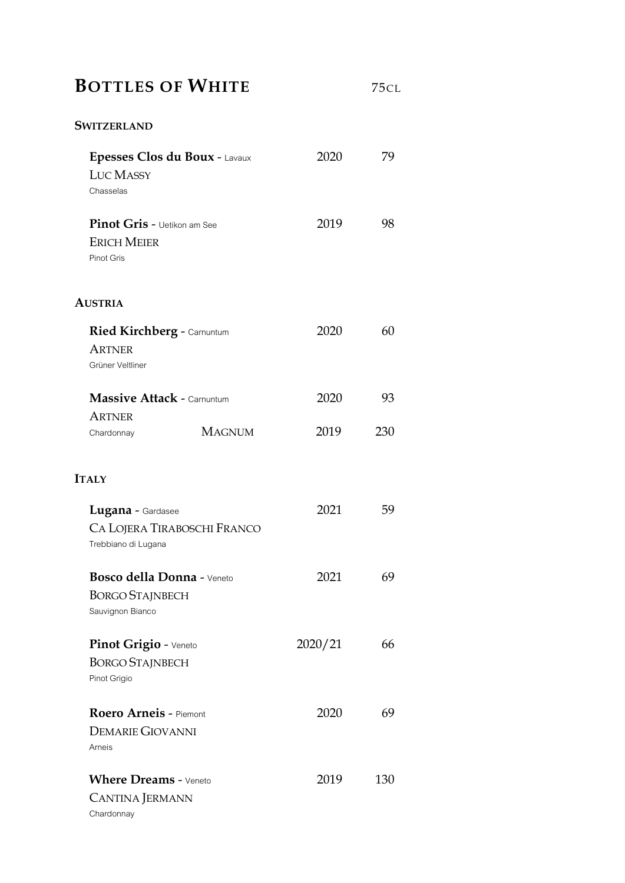# BOTTLES OF WHITE

75CL

## SWITZERLAND

| Wine | Vintage | Price |
|---|---|---|
| **Epesses Clos du Boux** - Lavaux<br>LUC MASSY<br>Chasselas | 2020 | 79 |
| **Pinot Gris** - Uetikon am See<br>ERICH MEIER<br>Pinot Gris | 2019 | 98 |

## AUSTRIA

| Wine | Vintage | Price |
|---|---|---|
| **Ried Kirchberg** - Carnuntum<br>ARTNER<br>Grüner Veltliner | 2020 | 60 |
| **Massive Attack** - Carnuntum<br>ARTNER<br>Chardonnay | 2020 | 93 |
| MAGNUM | 2019 | 230 |

## ITALY

| Wine | Vintage | Price |
|---|---|---|
| **Lugana** - Gardasee<br>CA LOJERA TIRABOSCHI FRANCO<br>Trebbiano di Lugana | 2021 | 59 |
| **Bosco della Donna** - Veneto<br>BORGO STAJNBECH<br>Sauvignon Bianco | 2021 | 69 |
| **Pinot Grigio** - Veneto<br>BORGO STAJNBECH<br>Pinot Grigio | 2020/21 | 66 |
| **Roero Arneis** - Piemont<br>DEMARIE GIOVANNI<br>Arneis | 2020 | 69 |
| **Where Dreams** - Veneto<br>CANTINA JERMANN<br>Chardonnay | 2019 | 130 |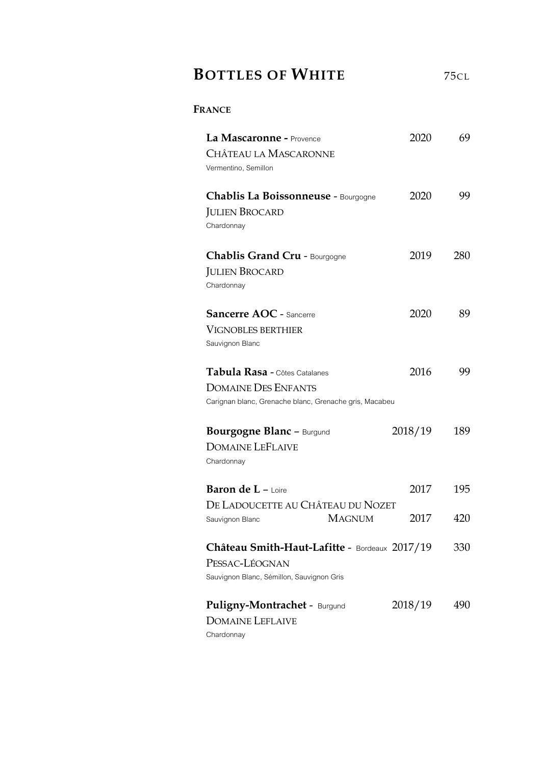# BOTTLES OF WHITE

75CL

## FRANCE

**La Mascaronne -** Provence — 2020 — 69
CHÂTEAU LA MASCARONNE
Vermentino, Semillon

**Chablis La Boissonneuse -** Bourgogne — 2020 — 99
JULIEN BROCARD
Chardonnay

**Chablis Grand Cru -** Bourgogne — 2019 — 280
JULIEN BROCARD
Chardonnay

**Sancerre AOC -** Sancerre — 2020 — 89
VIGNOBLES BERTHIER
Sauvignon Blanc

**Tabula Rasa -** Côtes Catalanes — 2016 — 99
DOMAINE DES ENFANTS
Carignan blanc, Grenache blanc, Grenache gris, Macabeu

**Bourgogne Blanc –** Burgund — 2018/19 — 189
DOMAINE LEFLAIVE
Chardonnay

**Baron de L –** Loire — 2017 — 195
DE LADOUCETTE AU CHÂTEAU DU NOZET
Sauvignon Blanc — MAGNUM — 2017 — 420

**Château Smith-Haut-Lafitte -** Bordeaux — 2017/19 — 330
PESSAC-LÉOGNAN
Sauvignon Blanc, Sémillon, Sauvignon Gris

**Puligny-Montrachet -** Burgund — 2018/19 — 490
DOMAINE LEFLAIVE
Chardonnay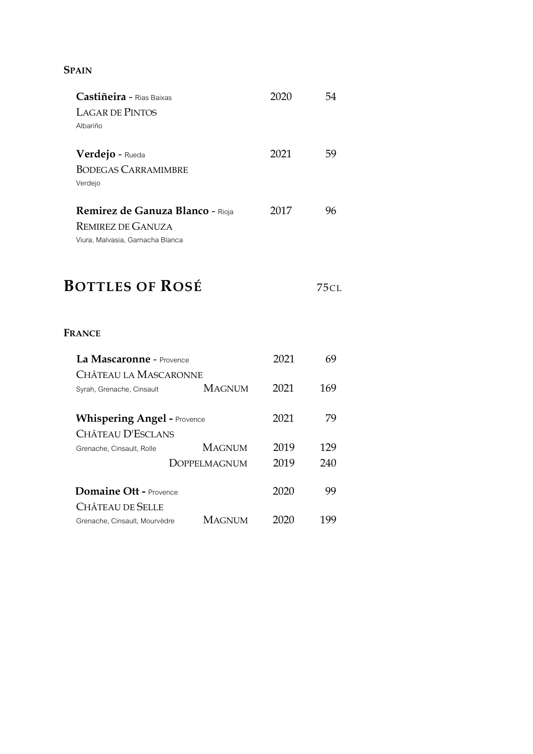**SPAIN**

**Castiñeira** - Rias Baixas — 2020 — 54
LAGAR DE PINTOS
Albariño

**Verdejo** - Rueda — 2021 — 59
BODEGAS CARRAMIMBRE
Verdejo

**Remirez de Ganuza Blanco** - Rioja — 2017 — 96
REMIREZ DE GANUZA
Viura, Malvasia, Garnacha Blanca

# BOTTLES OF ROSÉ

75CL

**FRANCE**

| Wine | Format | Vintage | Price |
|---|---|---|---|
| **La Mascaronne** - Provence<br>CHÂTEAU LA MASCARONNE<br>Syrah, Grenache, Cinsault | | 2021 | 69 |
| | MAGNUM | 2021 | 169 |
| **Whispering Angel** - Provence<br>CHÂTEAU D'ESCLANS<br>Grenache, Cinsault, Rolle | | 2021 | 79 |
| | MAGNUM | 2019 | 129 |
| | DOPPELMAGNUM | 2019 | 240 |
| **Domaine Ott** - Provence<br>CHÂTEAU DE SELLE<br>Grenache, Cinsault, Mourvèdre | | 2020 | 99 |
| | MAGNUM | 2020 | 199 |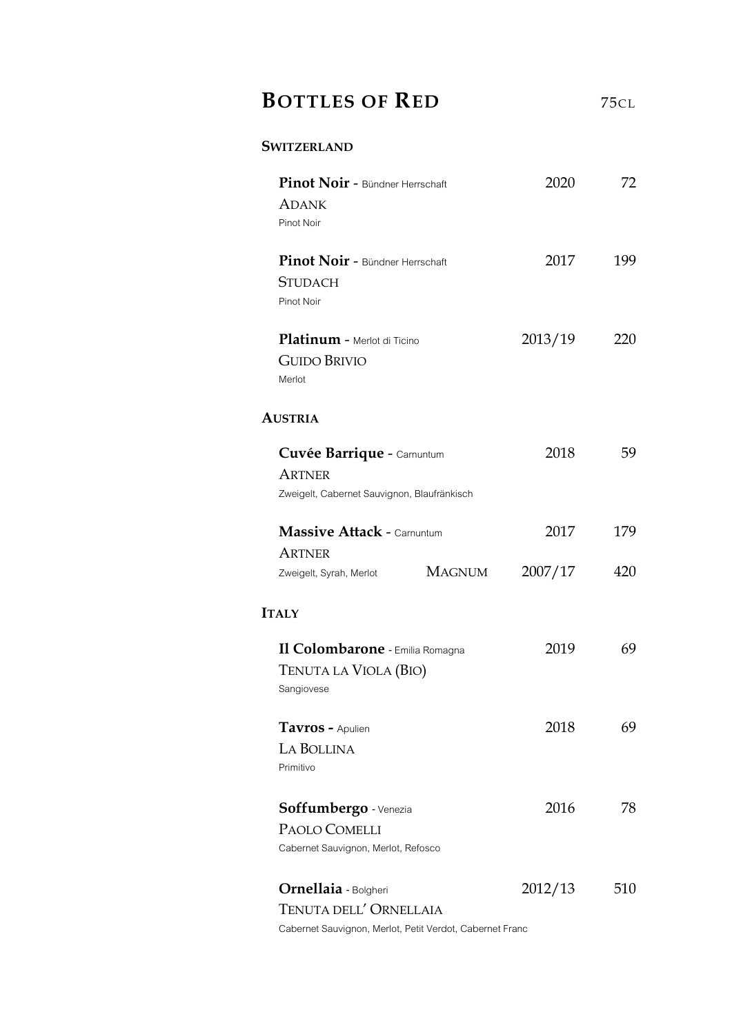## BOTTLES OF RED — 75CL

### SWITZERLAND

**Pinot Noir** - Bündner Herrschaft — 2020 — 72
ADANK
Pinot Noir

**Pinot Noir** - Bündner Herrschaft — 2017 — 199
STUDACH
Pinot Noir

**Platinum** - Merlot di Ticino — 2013/19 — 220
GUIDO BRIVIO
Merlot

### AUSTRIA

**Cuvée Barrique** - Carnuntum — 2018 — 59
ARTNER
Zweigelt, Cabernet Sauvignon, Blaufränkisch

**Massive Attack** - Carnuntum — 2017 — 179
ARTNER
Zweigelt, Syrah, Merlot — MAGNUM — 2007/17 — 420

### ITALY

**Il Colombarone** - Emilia Romagna — 2019 — 69
TENUTA LA VIOLA (BIO)
Sangiovese

**Tavros** - Apulien — 2018 — 69
LA BOLLINA
Primitivo

**Soffumbergo** - Venezia — 2016 — 78
PAOLO COMELLI
Cabernet Sauvignon, Merlot, Refosco

**Ornellaia** - Bolgheri — 2012/13 — 510
TENUTA DELL' ORNELLAIA
Cabernet Sauvignon, Merlot, Petit Verdot, Cabernet Franc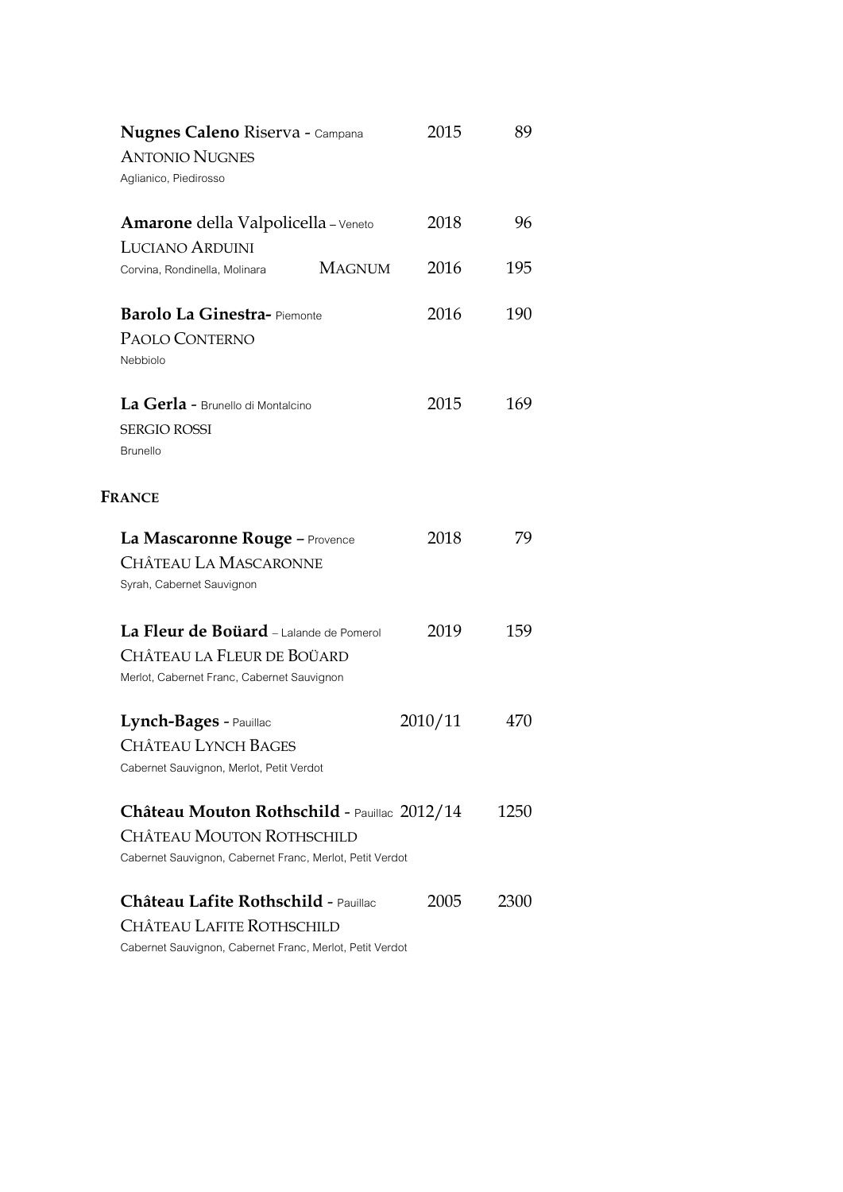**Nugnes Caleno** Riserva - Campana | 2015 | 89
ANTONIO NUGNES
Aglianico, Piedirosso

**Amarone** della Valpolicella – Veneto | 2018 | 96
LUCIANO ARDUINI
Corvina, Rondinella, Molinara | MAGNUM | 2016 | 195

**Barolo La Ginestra-** Piemonte | 2016 | 190
PAOLO CONTERNO
Nebbiolo

**La Gerla** - Brunello di Montalcino | 2015 | 169
SERGIO ROSSI
Brunello

## FRANCE

**La Mascaronne Rouge –** Provence | 2018 | 79
CHÂTEAU LA MASCARONNE
Syrah, Cabernet Sauvignon

**La Fleur de Boüard** – Lalande de Pomerol | 2019 | 159
CHÂTEAU LA FLEUR DE BOÜARD
Merlot, Cabernet Franc, Cabernet Sauvignon

**Lynch-Bages** - Pauillac | 2010/11 | 470
CHÂTEAU LYNCH BAGES
Cabernet Sauvignon, Merlot, Petit Verdot

**Château Mouton Rothschild** - Pauillac | 2012/14 | 1250
CHÂTEAU MOUTON ROTHSCHILD
Cabernet Sauvignon, Cabernet Franc, Merlot, Petit Verdot

**Château Lafite Rothschild** - Pauillac | 2005 | 2300
CHÂTEAU LAFITE ROTHSCHILD
Cabernet Sauvignon, Cabernet Franc, Merlot, Petit Verdot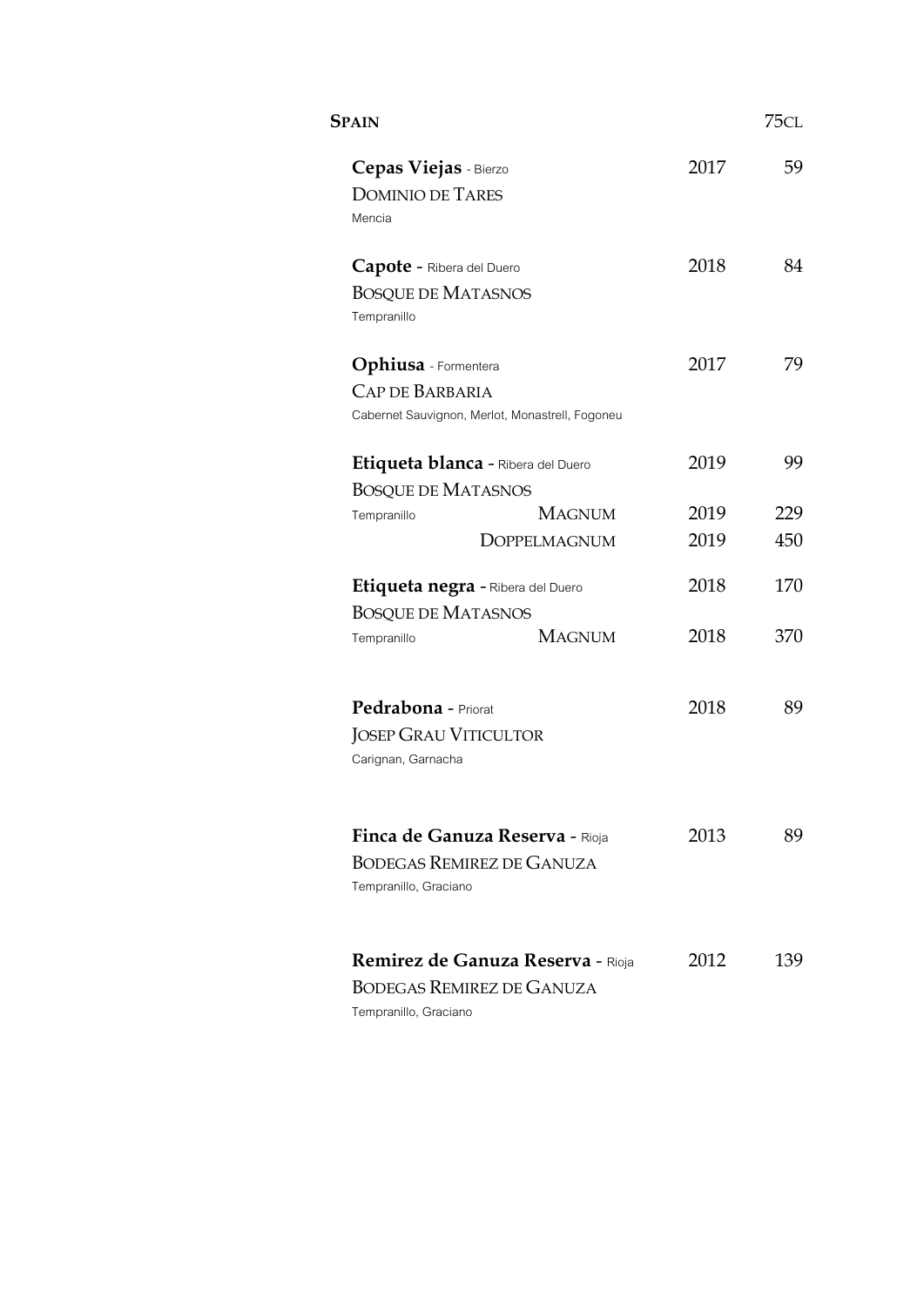## Spain

| Wine | Vintage | 75cl |
|---|---|---|
| **Cepas Viejas** - Bierzo<br>Dominio de Tares<br>Mencia | 2017 | 59 |
| **Capote** - Ribera del Duero<br>Bosque de Matasnos<br>Tempranillo | 2018 | 84 |
| **Ophiusa** - Formentera<br>Cap de Barbaria<br>Cabernet Sauvignon, Merlot, Monastrell, Fogoneu | 2017 | 79 |
| **Etiqueta blanca** - Ribera del Duero<br>Bosque de Matasnos<br>Tempranillo | 2019 | 99 |
| Magnum | 2019 | 229 |
| Doppelmagnum | 2019 | 450 |
| **Etiqueta negra** - Ribera del Duero<br>Bosque de Matasnos<br>Tempranillo | 2018 | 170 |
| Magnum | 2018 | 370 |
| **Pedrabona** - Priorat<br>Josep Grau Viticultor<br>Carignan, Garnacha | 2018 | 89 |
| **Finca de Ganuza Reserva** - Rioja<br>Bodegas Remirez de Ganuza<br>Tempranillo, Graciano | 2013 | 89 |
| **Remirez de Ganuza Reserva** - Rioja<br>Bodegas Remirez de Ganuza<br>Tempranillo, Graciano | 2012 | 139 |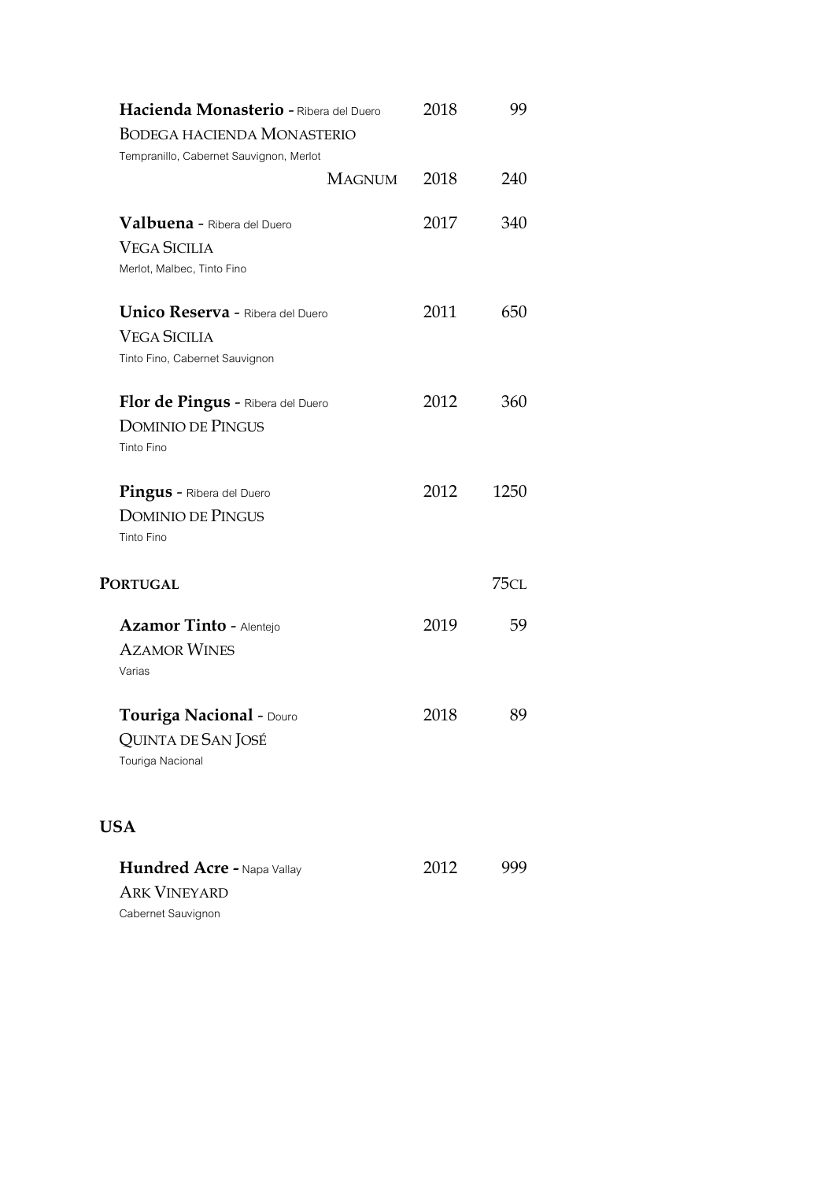**Hacienda Monasterio** - Ribera del Duero | 2018 | 99

Bodega Hacienda Monasterio

Tempranillo, Cabernet Sauvignon, Merlot

Magnum | 2018 | 240

**Valbuena** - Ribera del Duero | 2017 | 340

Vega Sicilia

Merlot, Malbec, Tinto Fino

**Unico Reserva** - Ribera del Duero | 2011 | 650

Vega Sicilia

Tinto Fino, Cabernet Sauvignon

**Flor de Pingus** - Ribera del Duero | 2012 | 360

Dominio de Pingus

Tinto Fino

**Pingus** - Ribera del Duero | 2012 | 1250

Dominio de Pingus

Tinto Fino

## Portugal

75cl

**Azamor Tinto** - Alentejo | 2019 | 59

Azamor Wines

Varias

**Touriga Nacional** - Douro | 2018 | 89

Quinta de San José

Touriga Nacional

## USA

**Hundred Acre** - Napa Vallay | 2012 | 999

Ark Vineyard

Cabernet Sauvignon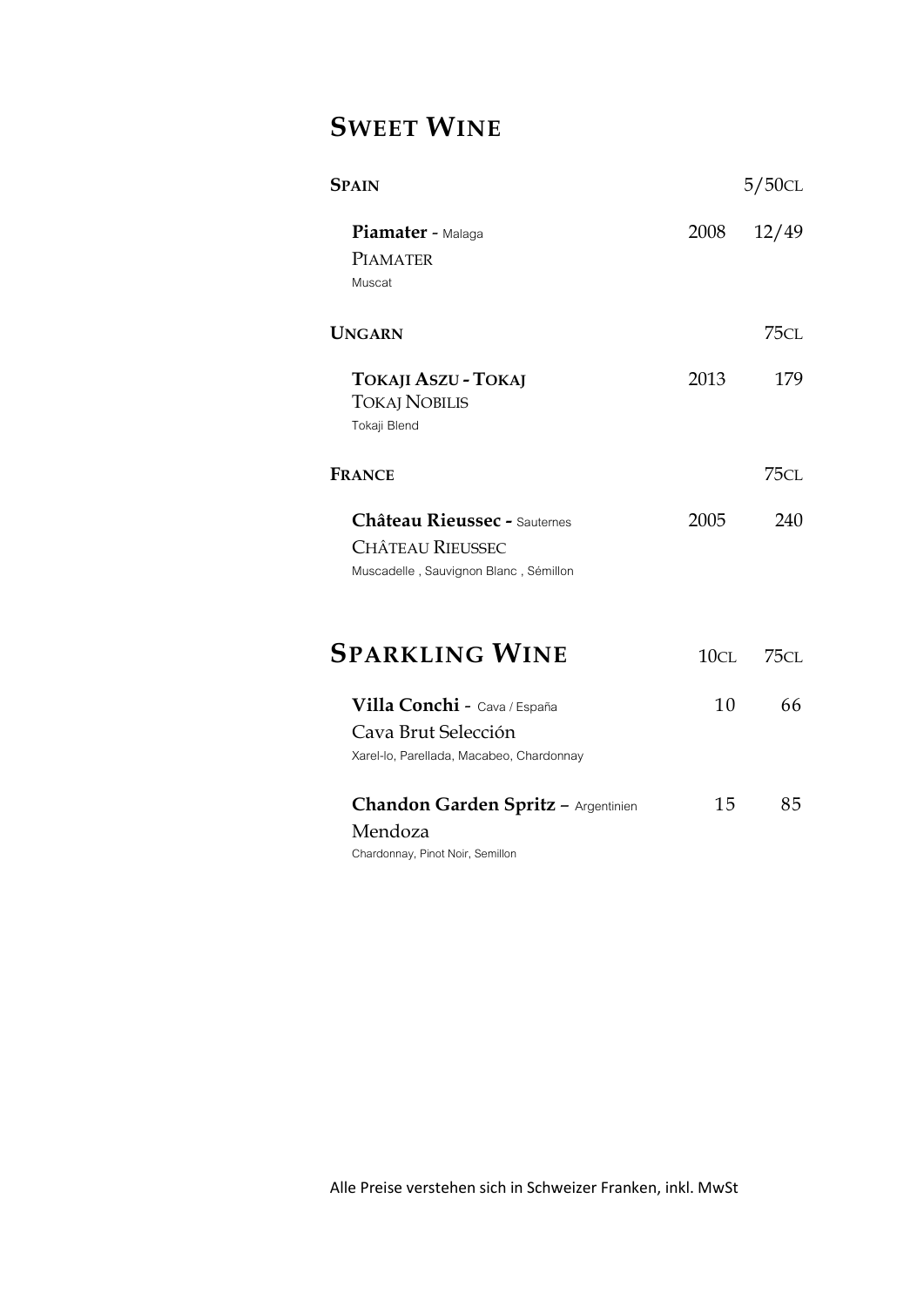# SWEET WINE

| | | |
|---|---|---|
| **SPAIN** | | 5/50CL |
| **Piamater** - Malaga<br>PIAMATER<br>Muscat | 2008 | 12/49 |
| **UNGARN** | | 75CL |
| **TOKAJI ASZU - TOKAJ**<br>TOKAJ NOBILIS<br>Tokaji Blend | 2013 | 179 |
| **FRANCE** | | 75CL |
| **Château Rieussec -** Sauternes<br>CHÂTEAU RIEUSSEC<br>Muscadelle , Sauvignon Blanc , Sémillon | 2005 | 240 |

# SPARKLING WINE

| | 10CL | 75CL |
|---|---|---|
| **Villa Conchi** - Cava / España<br>Cava Brut Selección<br>Xarel-lo, Parellada, Macabeo, Chardonnay | 10 | 66 |
| **Chandon Garden Spritz** – Argentinien<br>Mendoza<br>Chardonnay, Pinot Noir, Semillon | 15 | 85 |

Alle Preise verstehen sich in Schweizer Franken, inkl. MwSt